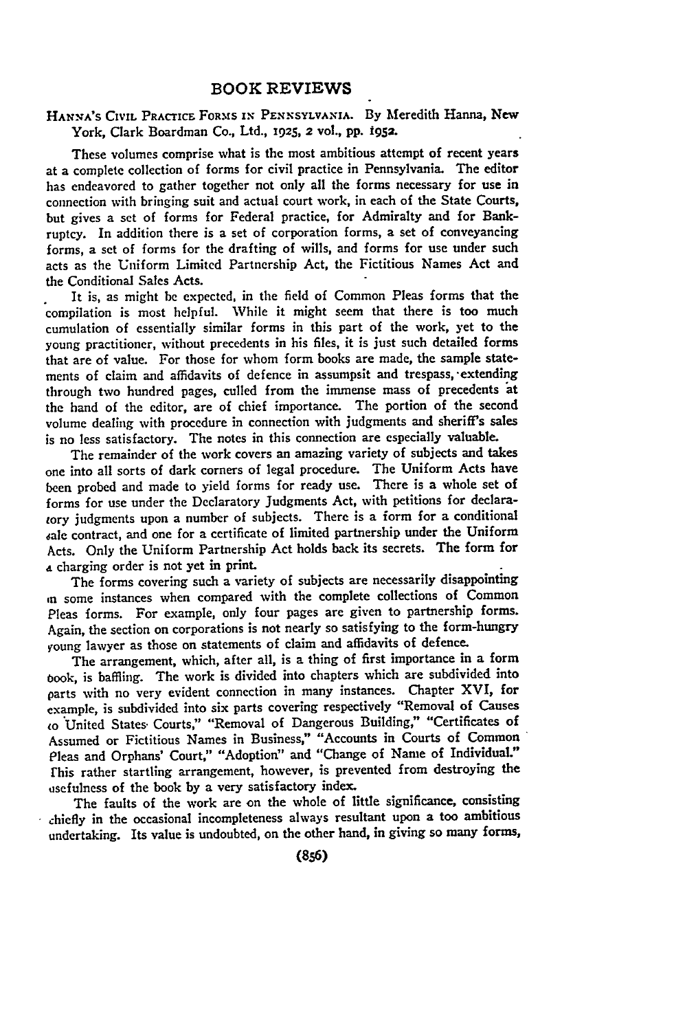# BOOK REVIEWS

HANNA'S CIVIL PRACTICE FORMS IN PENNSYLVANIA. By Meredith Hanna, New York, Clark Boardman Co., Ltd., 1925, 2 vol., pp. 1952.

These volumes comprise what is the most ambitious attempt of recent years at a complete collection of forms for civil practice in Pennsylvania. The editor has endeavored to gather together not only all the forms necessary for use in connection with bringing suit and actual court work, in each of the State Courts, but gives a set of forms for Federal practice, for Admiralty and for Bankruptcy. In addition there is a set of corporation forms, a set of conveyancing forms, a set of forms for the drafting of wills, and forms for use under such acts as the Uniform Limited Partnership Act, the Fictitious Names Act and the Conditional Sales Acts.

It is, as might be expected, in the field of Common Pleas forms that the compilation is most helpful. While it might seem that there is too much cumulation of essentially similar forms in this part of the work, yet to the young practitioner, without precedents in his files, it is just such detailed forms that are of value. For those for whom form books are made, the sample statements of claim and affidavits of defence in assumpsit and trespass, extending through two hundred pages, culled from the immense mass of precedents at the hand of the editor, are of chief importance. The portion of the second volume dealing with procedure in connection with judgments and sheriff's sales is no less satisfactory. The notes in this connection are especially valuable.

The remainder of the work covers an amazing variety of subjects and takes one into all sorts of dark corners of legal procedure. The Uniform Acts have been probed and made to yield forms for ready use. There is a whole set of forms for use under the Declaratory Judgments Act, with petitions for declaratory judgments upon a number of subjects. There is a form for a conditional sale contract, and one for a certificate of limited partnership under the Uniform Acts. Only the Uniform Partnership Act holds back its secrets. The form for a charging order is not yet in print.

The forms covering such a variety of subjects are necessarily disappointing in some instances when compared with the complete collections of Common Pleas forms. For example, only four pages are given to partnership forms. Again, the section on corporations is not nearly so satisfying to the form-hungry young lawyer as those on statements of claim and affidavits of defence.

The arrangement, which, after all, is a thing of first importance in a form book, is baffling. The work is divided into chapters which are subdivided into parts with no very evident connection in many instances. Chapter XVI, for example, is subdivided into six parts covering respectively "Removal of Causes to United States Courts," "Removal of Dangerous Building," "Certificates of Assumed or Fictitious Names in Business," "Accounts in Courts of Common Pleas and Orphans' Court," "Adoption" and "Change of Name of Individual." This rather startling arrangement, however, is prevented from destroying the usefulness of the book by a very satisfactory index.

The faults of the work are on the whole of little significance, consisting chiefly in the occasional incompleteness always resultant upon a too ambitious undertaking. Its value is undoubted, on the other hand, in giving so many forms,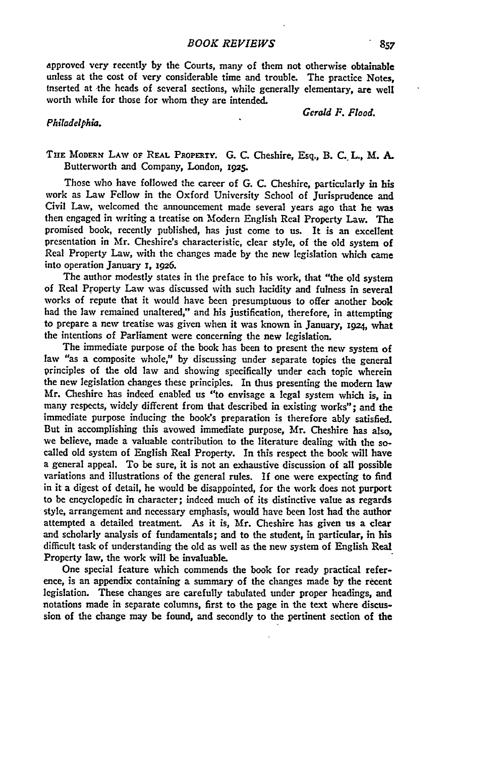approved very recently by the Courts, many of them not otherwise obtainable unless at the cost of very considerable time and trouble. The practice Notes, inserted at the heads of several sections, while generally elementary, are well worth while for those for whom they are intended.

*Gerald F. Flood.*

*Philadelphia.*

THE MODERN LAW OF REAL PROPERTY. G. C. Cheshire, Esq., B. C. L., M. A. Butterworth and Company, London, 1925.

Those who have followed the career of G. C. Cheshire, particularly in his work as Law Fellow in the Oxford University School of Jurisprudence and Civil Law, welcomed the announcement made several years ago that he was then engaged in writing a treatise on Modern English Real Property Law. The promised book, recently published, has just come to us. It is an excellent presentation in Mr. Cheshire's characteristic, clear style, of the old system of Real Property Law, with the changes made by the new legislation which came into operation January 1, 1926.

The author modestly states in the preface to his work, that "the old system of Real Property Law was discussed with such lucidity and fulness in several works of repute that it would have been presumptuous to offer another book had the law remained unaltered," and his justification, therefore, in attempting to prepare a new treatise was given when it was known in January, 1924, what the intentions of Parliament were concerning the new legislation.

The immediate purpose of the book has been to present the new system of law "as a composite whole," by discussing under separate topics the general principles of the old law and showing specifically under each topic wherein the new legislation changes these principles. In thus presenting the modern law Mr. Cheshire has indeed enabled us "to envisage a legal system which is, in many respects, widely different from that described in existing works"; and the immediate purpose inducing the book's preparation is therefore ably satisfied. But in accomplishing this avowed immediate purpose, Mr. Cheshire has also, we believe, made a valuable contribution to the literature dealing with the so-called old system of English Real Property. In this respect the book will have a general appeal. To be sure, it is not an exhaustive discussion of all possible variations and illustrations of the general rules. If one were expecting to find in it a digest of detail, he would be disappointed, for the work does not purport to be encyclopedic in character; indeed much of its distinctive value as regards style, arrangement and necessary emphasis, would have been lost had the author attempted a detailed treatment. As it is, Mr. Cheshire has given us a clear and scholarly analysis of fundamentals; and to the student, in particular, in his difficult task of understanding the old as well as the new system of English Real Property law, the work will be invaluable.

One special feature which commends the book for ready practical reference, is an appendix containing a summary of the changes made by the recent legislation. These changes are carefully tabulated under proper headings, and notations made in separate columns, first to the page in the text where discussion of the change may be found, and secondly to the pertinent section of the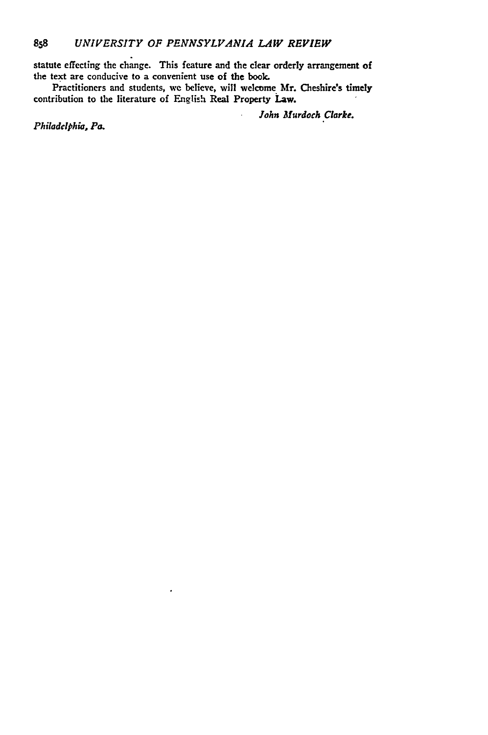statute effecting the change. This feature and the clear orderly arrangement of the text are conducive to a convenient use of the book.

Practitioners and students, we believe, will welcome Mr. Cheshire's timely contribution to the literature of English Real Property Law.

*John Murdoch Clarke.*

*Philadelphia, Pa.*